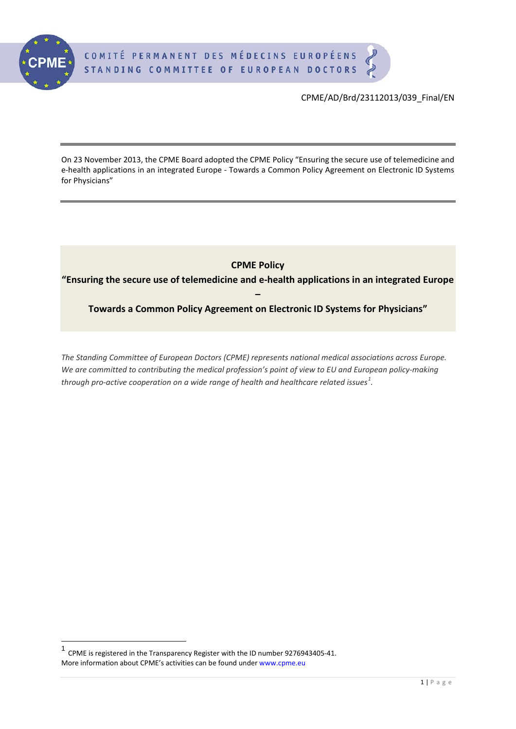COMITÉ PERMANENT DES MÉDECINS EUROPÉENS
STANDING COMMITTEE OF EUROPEAN DOCTORS

CPME/AD/Brd/23112013/039_Final/EN

---

On 23 November 2013, the CPME Board adopted the CPME Policy "Ensuring the secure use of telemedicine and e-health applications in an integrated Europe - Towards a Common Policy Agreement on Electronic ID Systems for Physicians"

---

# CPME Policy

## "Ensuring the secure use of telemedicine and e-health applications in an integrated Europe – Towards a Common Policy Agreement on Electronic ID Systems for Physicians"

*The Standing Committee of European Doctors (CPME) represents national medical associations across Europe. We are committed to contributing the medical profession's point of view to EU and European policy-making through pro-active cooperation on a wide range of health and healthcare related issues*[1].

---

[1] CPME is registered in the Transparency Register with the ID number 9276943405-41.
More information about CPME's activities can be found under www.cpme.eu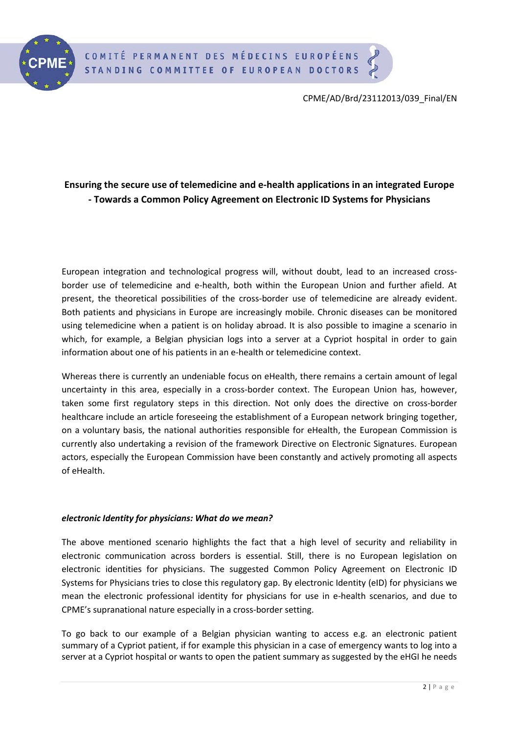CPME/AD/Brd/23112013/039_Final/EN

**Ensuring the secure use of telemedicine and e-health applications in an integrated Europe - Towards a Common Policy Agreement on Electronic ID Systems for Physicians**

European integration and technological progress will, without doubt, lead to an increased cross-border use of telemedicine and e-health, both within the European Union and further afield. At present, the theoretical possibilities of the cross-border use of telemedicine are already evident. Both patients and physicians in Europe are increasingly mobile. Chronic diseases can be monitored using telemedicine when a patient is on holiday abroad. It is also possible to imagine a scenario in which, for example, a Belgian physician logs into a server at a Cypriot hospital in order to gain information about one of his patients in an e-health or telemedicine context.

Whereas there is currently an undeniable focus on eHealth, there remains a certain amount of legal uncertainty in this area, especially in a cross-border context. The European Union has, however, taken some first regulatory steps in this direction. Not only does the directive on cross-border healthcare include an article foreseeing the establishment of a European network bringing together, on a voluntary basis, the national authorities responsible for eHealth, the European Commission is currently also undertaking a revision of the framework Directive on Electronic Signatures. European actors, especially the European Commission have been constantly and actively promoting all aspects of eHealth.

***electronic Identity for physicians: What do we mean?***

The above mentioned scenario highlights the fact that a high level of security and reliability in electronic communication across borders is essential. Still, there is no European legislation on electronic identities for physicians. The suggested Common Policy Agreement on Electronic ID Systems for Physicians tries to close this regulatory gap. By electronic Identity (eID) for physicians we mean the electronic professional identity for physicians for use in e-health scenarios, and due to CPME's supranational nature especially in a cross-border setting.

To go back to our example of a Belgian physician wanting to access e.g. an electronic patient summary of a Cypriot patient, if for example this physician in a case of emergency wants to log into a server at a Cypriot hospital or wants to open the patient summary as suggested by the eHGI he needs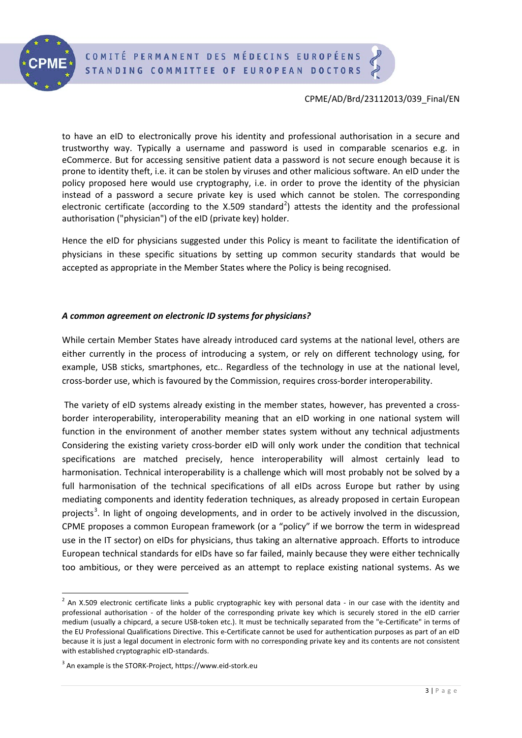to have an eID to electronically prove his identity and professional authorisation in a secure and trustworthy way. Typically a username and password is used in comparable scenarios e.g. in eCommerce. But for accessing sensitive patient data a password is not secure enough because it is prone to identity theft, i.e. it can be stolen by viruses and other malicious software. An eID under the policy proposed here would use cryptography, i.e. in order to prove the identity of the physician instead of a password a secure private key is used which cannot be stolen. The corresponding electronic certificate (according to the X.509 standard[2]) attests the identity and the professional authorisation ("physician") of the eID (private key) holder.

Hence the eID for physicians suggested under this Policy is meant to facilitate the identification of physicians in these specific situations by setting up common security standards that would be accepted as appropriate in the Member States where the Policy is being recognised.

***A common agreement on electronic ID systems for physicians?***

While certain Member States have already introduced card systems at the national level, others are either currently in the process of introducing a system, or rely on different technology using, for example, USB sticks, smartphones, etc.. Regardless of the technology in use at the national level, cross-border use, which is favoured by the Commission, requires cross-border interoperability.

The variety of eID systems already existing in the member states, however, has prevented a cross-border interoperability, interoperability meaning that an eID working in one national system will function in the environment of another member states system without any technical adjustments Considering the existing variety cross-border eID will only work under the condition that technical specifications are matched precisely, hence interoperability will almost certainly lead to harmonisation. Technical interoperability is a challenge which will most probably not be solved by a full harmonisation of the technical specifications of all eIDs across Europe but rather by using mediating components and identity federation techniques, as already proposed in certain European projects[3]. In light of ongoing developments, and in order to be actively involved in the discussion, CPME proposes a common European framework (or a "policy" if we borrow the term in widespread use in the IT sector) on eIDs for physicians, thus taking an alternative approach. Efforts to introduce European technical standards for eIDs have so far failed, mainly because they were either technically too ambitious, or they were perceived as an attempt to replace existing national systems. As we

---

[2] An X.509 electronic certificate links a public cryptographic key with personal data - in our case with the identity and professional authorisation - of the holder of the corresponding private key which is securely stored in the eID carrier medium (usually a chipcard, a secure USB-token etc.). It must be technically separated from the "e-Certificate" in terms of the EU Professional Qualifications Directive. This e-Certificate cannot be used for authentication purposes as part of an eID because it is just a legal document in electronic form with no corresponding private key and its contents are not consistent with established cryptographic eID-standards.

[3] An example is the STORK-Project, https://www.eid-stork.eu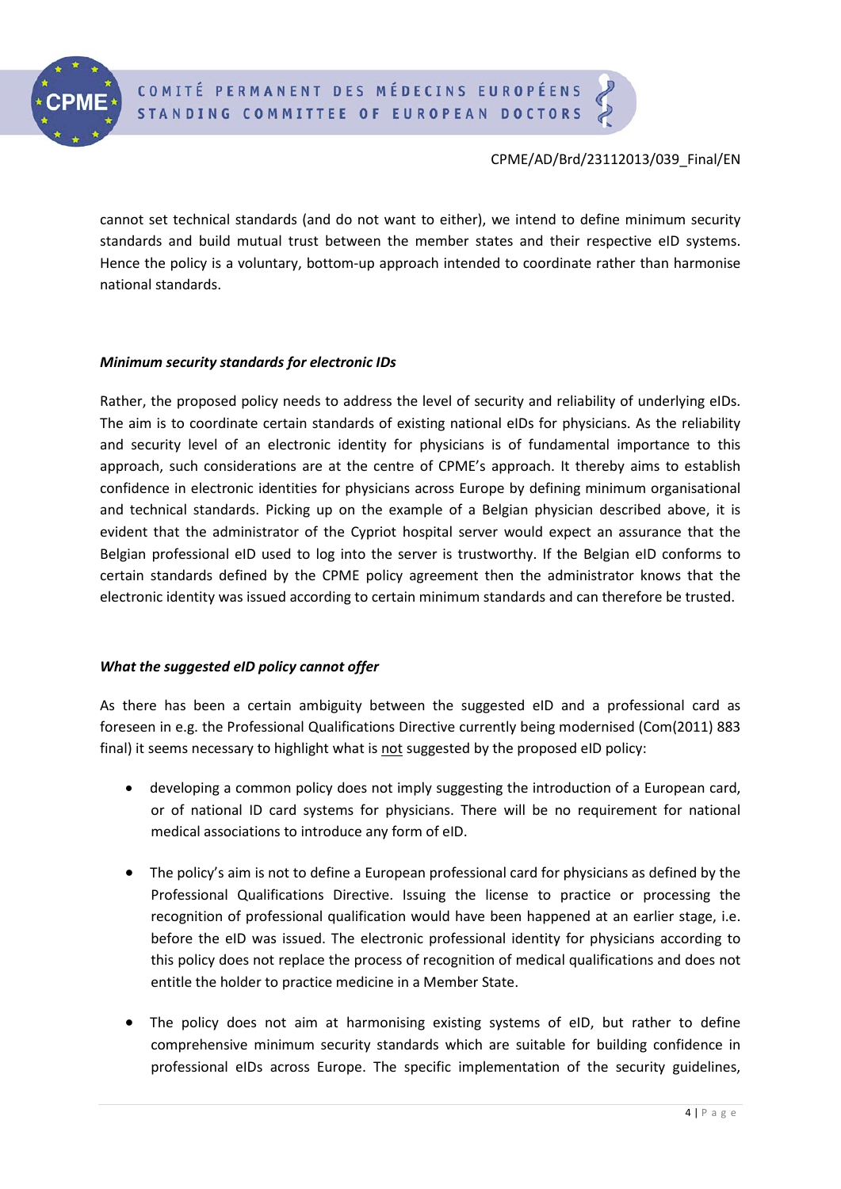cannot set technical standards (and do not want to either), we intend to define minimum security standards and build mutual trust between the member states and their respective eID systems. Hence the policy is a voluntary, bottom-up approach intended to coordinate rather than harmonise national standards.

***Minimum security standards for electronic IDs***

Rather, the proposed policy needs to address the level of security and reliability of underlying eIDs. The aim is to coordinate certain standards of existing national eIDs for physicians. As the reliability and security level of an electronic identity for physicians is of fundamental importance to this approach, such considerations are at the centre of CPME's approach. It thereby aims to establish confidence in electronic identities for physicians across Europe by defining minimum organisational and technical standards. Picking up on the example of a Belgian physician described above, it is evident that the administrator of the Cypriot hospital server would expect an assurance that the Belgian professional eID used to log into the server is trustworthy. If the Belgian eID conforms to certain standards defined by the CPME policy agreement then the administrator knows that the electronic identity was issued according to certain minimum standards and can therefore be trusted.

***What the suggested eID policy cannot offer***

As there has been a certain ambiguity between the suggested eID and a professional card as foreseen in e.g. the Professional Qualifications Directive currently being modernised (Com(2011) 883 final) it seems necessary to highlight what is <u>not</u> suggested by the proposed eID policy:

- developing a common policy does not imply suggesting the introduction of a European card, or of national ID card systems for physicians. There will be no requirement for national medical associations to introduce any form of eID.
- The policy's aim is not to define a European professional card for physicians as defined by the Professional Qualifications Directive. Issuing the license to practice or processing the recognition of professional qualification would have been happened at an earlier stage, i.e. before the eID was issued. The electronic professional identity for physicians according to this policy does not replace the process of recognition of medical qualifications and does not entitle the holder to practice medicine in a Member State.
- The policy does not aim at harmonising existing systems of eID, but rather to define comprehensive minimum security standards which are suitable for building confidence in professional eIDs across Europe. The specific implementation of the security guidelines,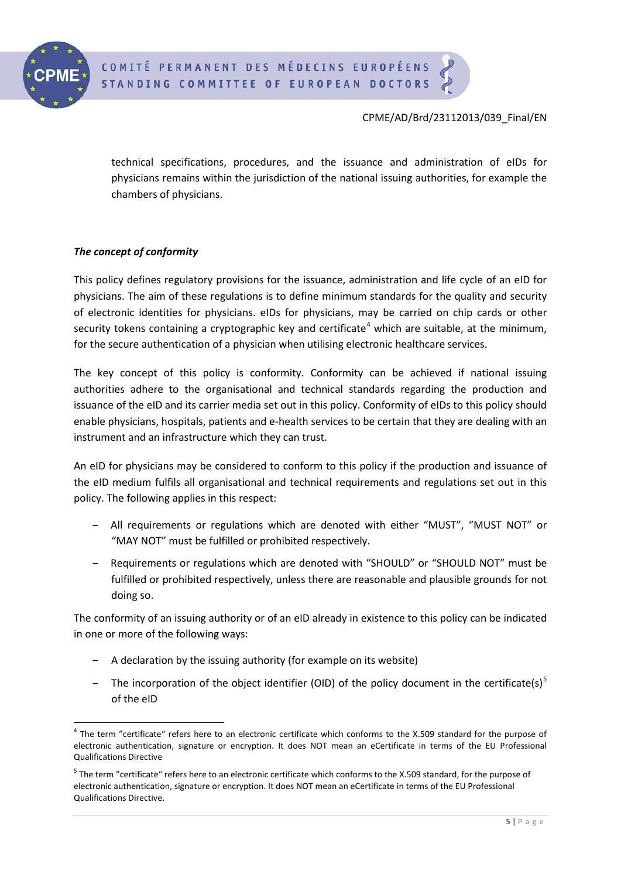technical specifications, procedures, and the issuance and administration of eIDs for physicians remains within the jurisdiction of the national issuing authorities, for example the chambers of physicians.

***The concept of conformity***

This policy defines regulatory provisions for the issuance, administration and life cycle of an eID for physicians. The aim of these regulations is to define minimum standards for the quality and security of electronic identities for physicians. eIDs for physicians, may be carried on chip cards or other security tokens containing a cryptographic key and certificate[4] which are suitable, at the minimum, for the secure authentication of a physician when utilising electronic healthcare services.

The key concept of this policy is conformity. Conformity can be achieved if national issuing authorities adhere to the organisational and technical standards regarding the production and issuance of the eID and its carrier media set out in this policy. Conformity of eIDs to this policy should enable physicians, hospitals, patients and e-health services to be certain that they are dealing with an instrument and an infrastructure which they can trust.

An eID for physicians may be considered to conform to this policy if the production and issuance of the eID medium fulfils all organisational and technical requirements and regulations set out in this policy. The following applies in this respect:

- All requirements or regulations which are denoted with either "MUST", "MUST NOT" or "MAY NOT" must be fulfilled or prohibited respectively.
- Requirements or regulations which are denoted with "SHOULD" or "SHOULD NOT" must be fulfilled or prohibited respectively, unless there are reasonable and plausible grounds for not doing so.

The conformity of an issuing authority or of an eID already in existence to this policy can be indicated in one or more of the following ways:

- A declaration by the issuing authority (for example on its website)
- The incorporation of the object identifier (OID) of the policy document in the certificate(s)[5] of the eID

[4] The term "certificate" refers here to an electronic certificate which conforms to the X.509 standard for the purpose of electronic authentication, signature or encryption. It does NOT mean an eCertificate in terms of the EU Professional Qualifications Directive

[5] The term "certificate" refers here to an electronic certificate which conforms to the X.509 standard, for the purpose of electronic authentication, signature or encryption. It does NOT mean an eCertificate in terms of the EU Professional Qualifications Directive.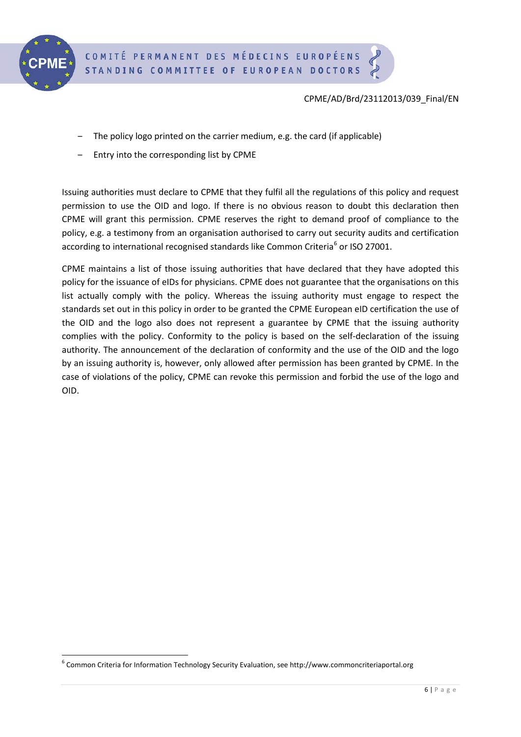- The policy logo printed on the carrier medium, e.g. the card (if applicable)
- Entry into the corresponding list by CPME

Issuing authorities must declare to CPME that they fulfil all the regulations of this policy and request permission to use the OID and logo. If there is no obvious reason to doubt this declaration then CPME will grant this permission. CPME reserves the right to demand proof of compliance to the policy, e.g. a testimony from an organisation authorised to carry out security audits and certification according to international recognised standards like Common Criteria[6] or ISO 27001.

CPME maintains a list of those issuing authorities that have declared that they have adopted this policy for the issuance of eIDs for physicians. CPME does not guarantee that the organisations on this list actually comply with the policy. Whereas the issuing authority must engage to respect the standards set out in this policy in order to be granted the CPME European eID certification the use of the OID and the logo also does not represent a guarantee by CPME that the issuing authority complies with the policy. Conformity to the policy is based on the self-declaration of the issuing authority. The announcement of the declaration of conformity and the use of the OID and the logo by an issuing authority is, however, only allowed after permission has been granted by CPME. In the case of violations of the policy, CPME can revoke this permission and forbid the use of the logo and OID.

[6] Common Criteria for Information Technology Security Evaluation, see http://www.commoncriteriaportal.org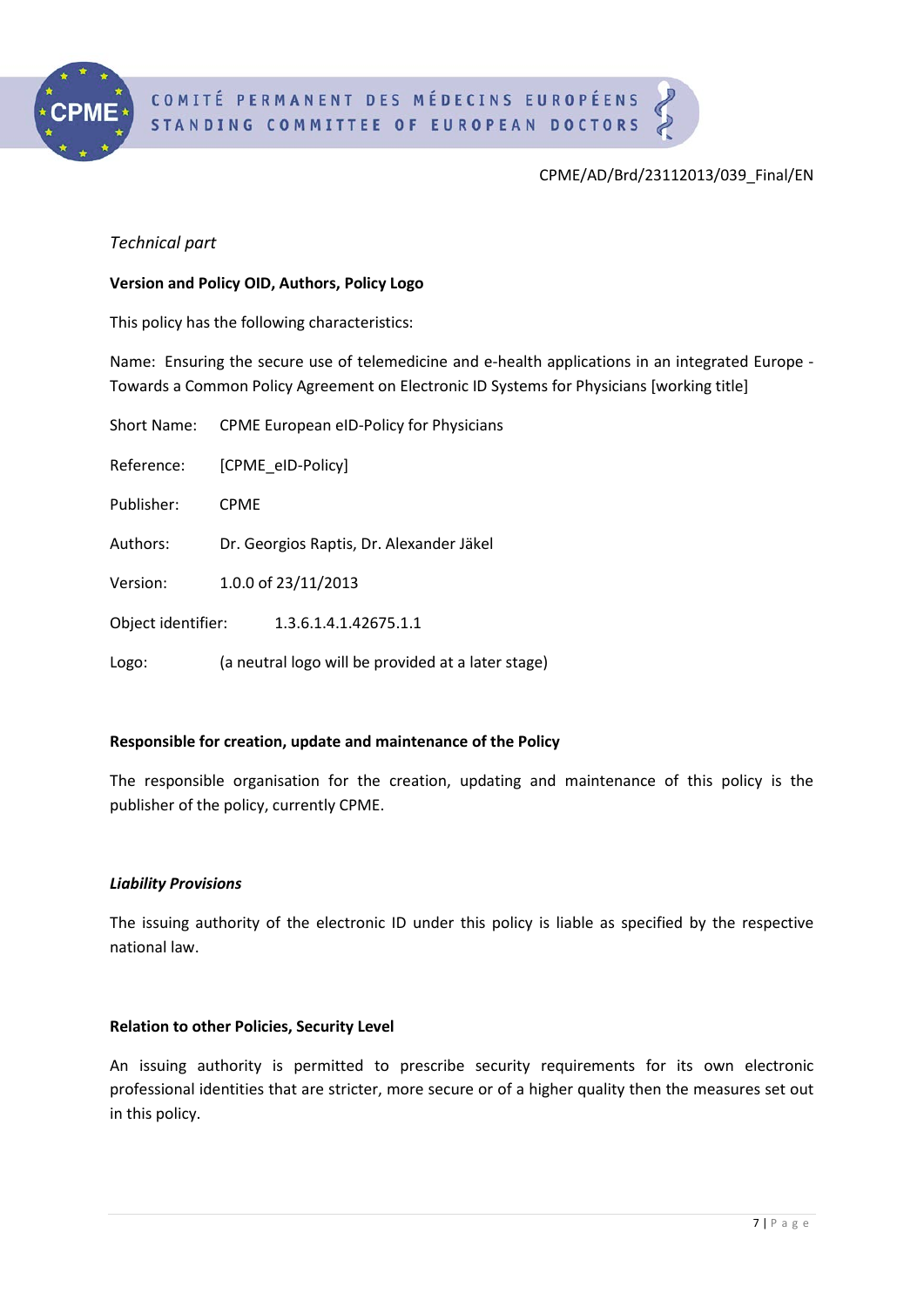CPME/AD/Brd/23112013/039_Final/EN

*Technical part*

**Version and Policy OID, Authors, Policy Logo**

This policy has the following characteristics:

Name: Ensuring the secure use of telemedicine and e-health applications in an integrated Europe - Towards a Common Policy Agreement on Electronic ID Systems for Physicians [working title]

Short Name: CPME European eID-Policy for Physicians

Reference: [CPME_eID-Policy]

Publisher: CPME

Authors: Dr. Georgios Raptis, Dr. Alexander Jäkel

Version: 1.0.0 of 23/11/2013

Object identifier: 1.3.6.1.4.1.42675.1.1

Logo: (a neutral logo will be provided at a later stage)

**Responsible for creation, update and maintenance of the Policy**

The responsible organisation for the creation, updating and maintenance of this policy is the publisher of the policy, currently CPME.

***Liability Provisions***

The issuing authority of the electronic ID under this policy is liable as specified by the respective national law.

**Relation to other Policies, Security Level**

An issuing authority is permitted to prescribe security requirements for its own electronic professional identities that are stricter, more secure or of a higher quality then the measures set out in this policy.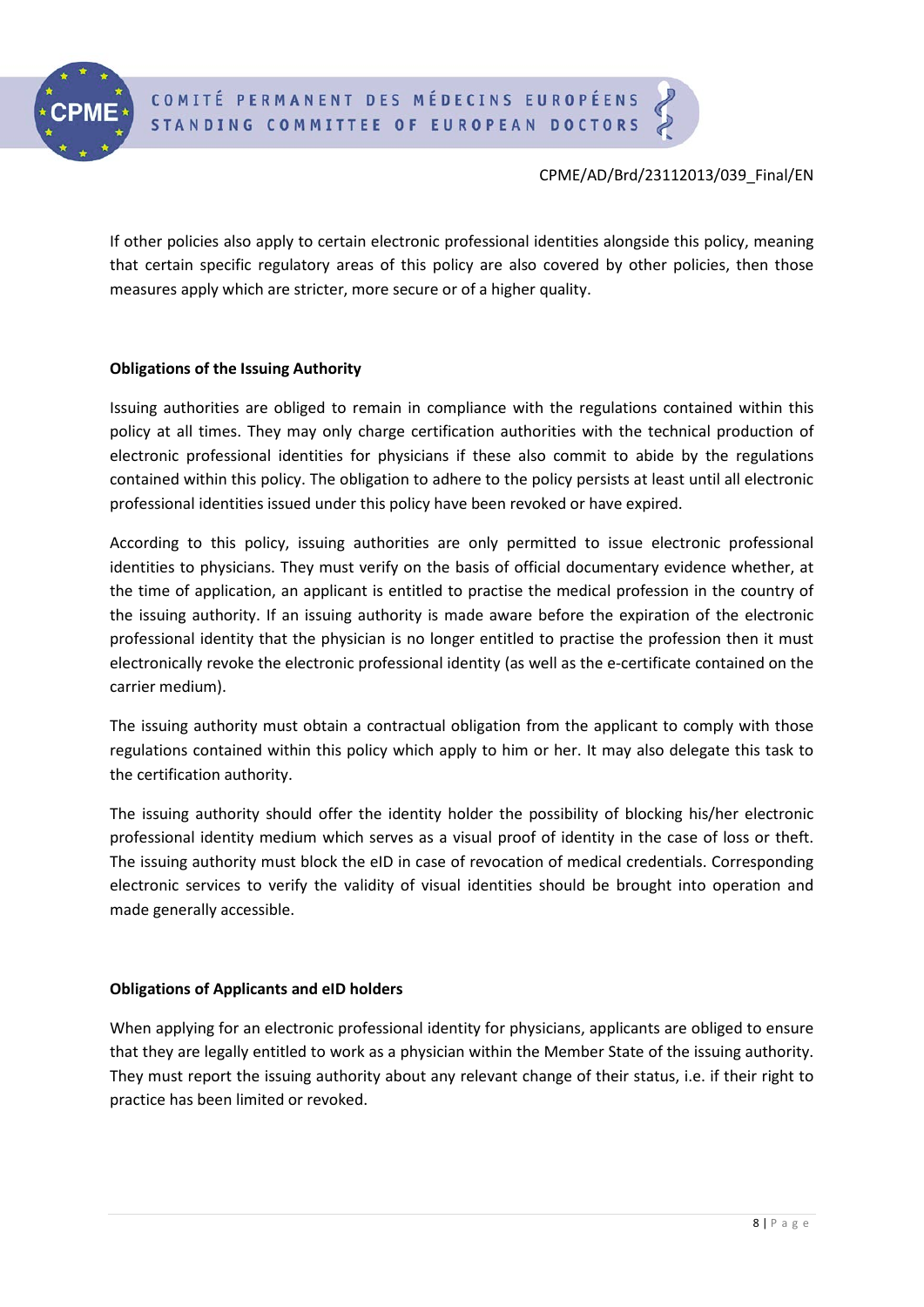If other policies also apply to certain electronic professional identities alongside this policy, meaning that certain specific regulatory areas of this policy are also covered by other policies, then those measures apply which are stricter, more secure or of a higher quality.

### Obligations of the Issuing Authority

Issuing authorities are obliged to remain in compliance with the regulations contained within this policy at all times. They may only charge certification authorities with the technical production of electronic professional identities for physicians if these also commit to abide by the regulations contained within this policy. The obligation to adhere to the policy persists at least until all electronic professional identities issued under this policy have been revoked or have expired.

According to this policy, issuing authorities are only permitted to issue electronic professional identities to physicians. They must verify on the basis of official documentary evidence whether, at the time of application, an applicant is entitled to practise the medical profession in the country of the issuing authority. If an issuing authority is made aware before the expiration of the electronic professional identity that the physician is no longer entitled to practise the profession then it must electronically revoke the electronic professional identity (as well as the e-certificate contained on the carrier medium).

The issuing authority must obtain a contractual obligation from the applicant to comply with those regulations contained within this policy which apply to him or her. It may also delegate this task to the certification authority.

The issuing authority should offer the identity holder the possibility of blocking his/her electronic professional identity medium which serves as a visual proof of identity in the case of loss or theft. The issuing authority must block the eID in case of revocation of medical credentials. Corresponding electronic services to verify the validity of visual identities should be brought into operation and made generally accessible.

### Obligations of Applicants and eID holders

When applying for an electronic professional identity for physicians, applicants are obliged to ensure that they are legally entitled to work as a physician within the Member State of the issuing authority. They must report the issuing authority about any relevant change of their status, i.e. if their right to practice has been limited or revoked.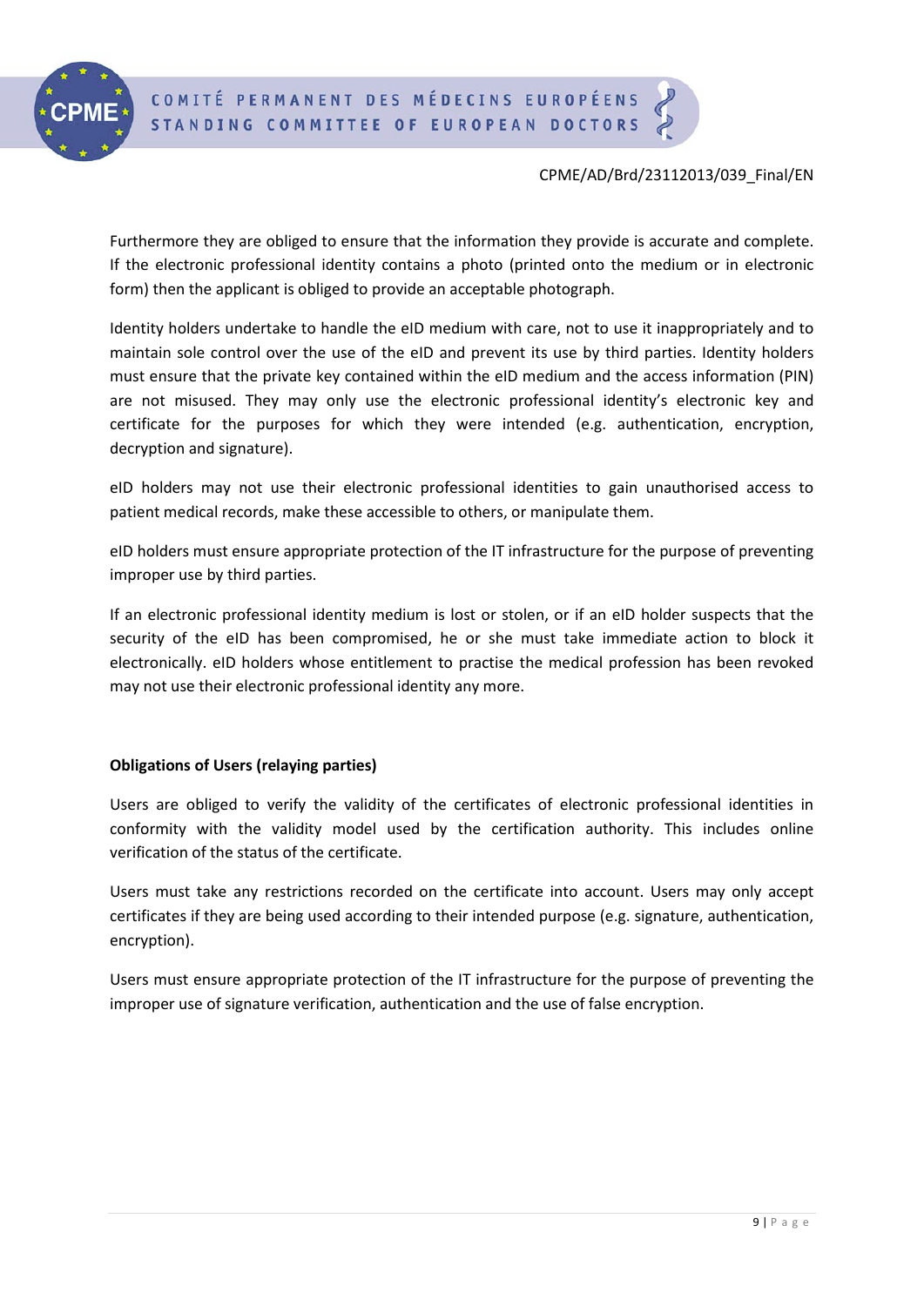Furthermore they are obliged to ensure that the information they provide is accurate and complete. If the electronic professional identity contains a photo (printed onto the medium or in electronic form) then the applicant is obliged to provide an acceptable photograph.

Identity holders undertake to handle the eID medium with care, not to use it inappropriately and to maintain sole control over the use of the eID and prevent its use by third parties. Identity holders must ensure that the private key contained within the eID medium and the access information (PIN) are not misused. They may only use the electronic professional identity's electronic key and certificate for the purposes for which they were intended (e.g. authentication, encryption, decryption and signature).

eID holders may not use their electronic professional identities to gain unauthorised access to patient medical records, make these accessible to others, or manipulate them.

eID holders must ensure appropriate protection of the IT infrastructure for the purpose of preventing improper use by third parties.

If an electronic professional identity medium is lost or stolen, or if an eID holder suspects that the security of the eID has been compromised, he or she must take immediate action to block it electronically. eID holders whose entitlement to practise the medical profession has been revoked may not use their electronic professional identity any more.

**Obligations of Users (relaying parties)**

Users are obliged to verify the validity of the certificates of electronic professional identities in conformity with the validity model used by the certification authority. This includes online verification of the status of the certificate.

Users must take any restrictions recorded on the certificate into account. Users may only accept certificates if they are being used according to their intended purpose (e.g. signature, authentication, encryption).

Users must ensure appropriate protection of the IT infrastructure for the purpose of preventing the improper use of signature verification, authentication and the use of false encryption.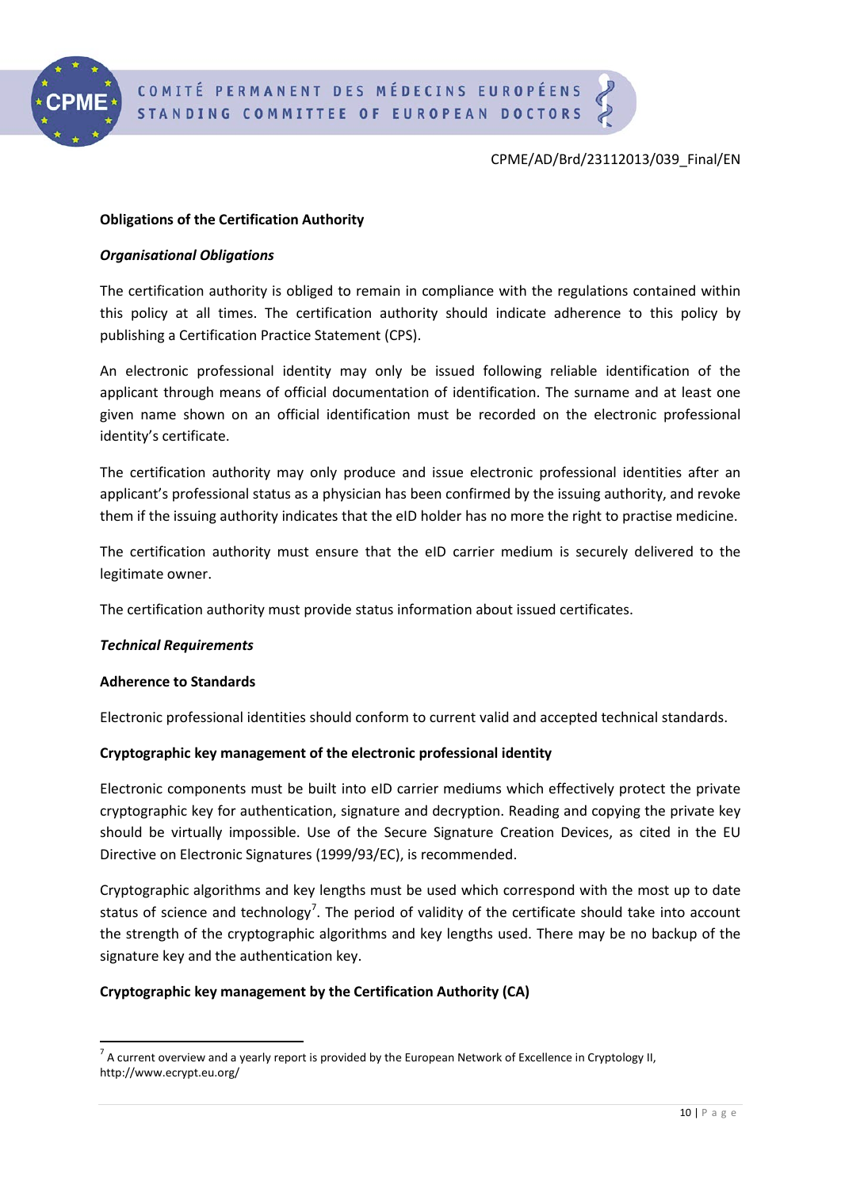**Obligations of the Certification Authority**

***Organisational Obligations***

The certification authority is obliged to remain in compliance with the regulations contained within this policy at all times. The certification authority should indicate adherence to this policy by publishing a Certification Practice Statement (CPS).

An electronic professional identity may only be issued following reliable identification of the applicant through means of official documentation of identification. The surname and at least one given name shown on an official identification must be recorded on the electronic professional identity's certificate.

The certification authority may only produce and issue electronic professional identities after an applicant's professional status as a physician has been confirmed by the issuing authority, and revoke them if the issuing authority indicates that the eID holder has no more the right to practise medicine.

The certification authority must ensure that the eID carrier medium is securely delivered to the legitimate owner.

The certification authority must provide status information about issued certificates.

***Technical Requirements***

**Adherence to Standards**

Electronic professional identities should conform to current valid and accepted technical standards.

**Cryptographic key management of the electronic professional identity**

Electronic components must be built into eID carrier mediums which effectively protect the private cryptographic key for authentication, signature and decryption. Reading and copying the private key should be virtually impossible. Use of the Secure Signature Creation Devices, as cited in the EU Directive on Electronic Signatures (1999/93/EC), is recommended.

Cryptographic algorithms and key lengths must be used which correspond with the most up to date status of science and technology[7]. The period of validity of the certificate should take into account the strength of the cryptographic algorithms and key lengths used. There may be no backup of the signature key and the authentication key.

**Cryptographic key management by the Certification Authority (CA)**

---

[7] A current overview and a yearly report is provided by the European Network of Excellence in Cryptology II, http://www.ecrypt.eu.org/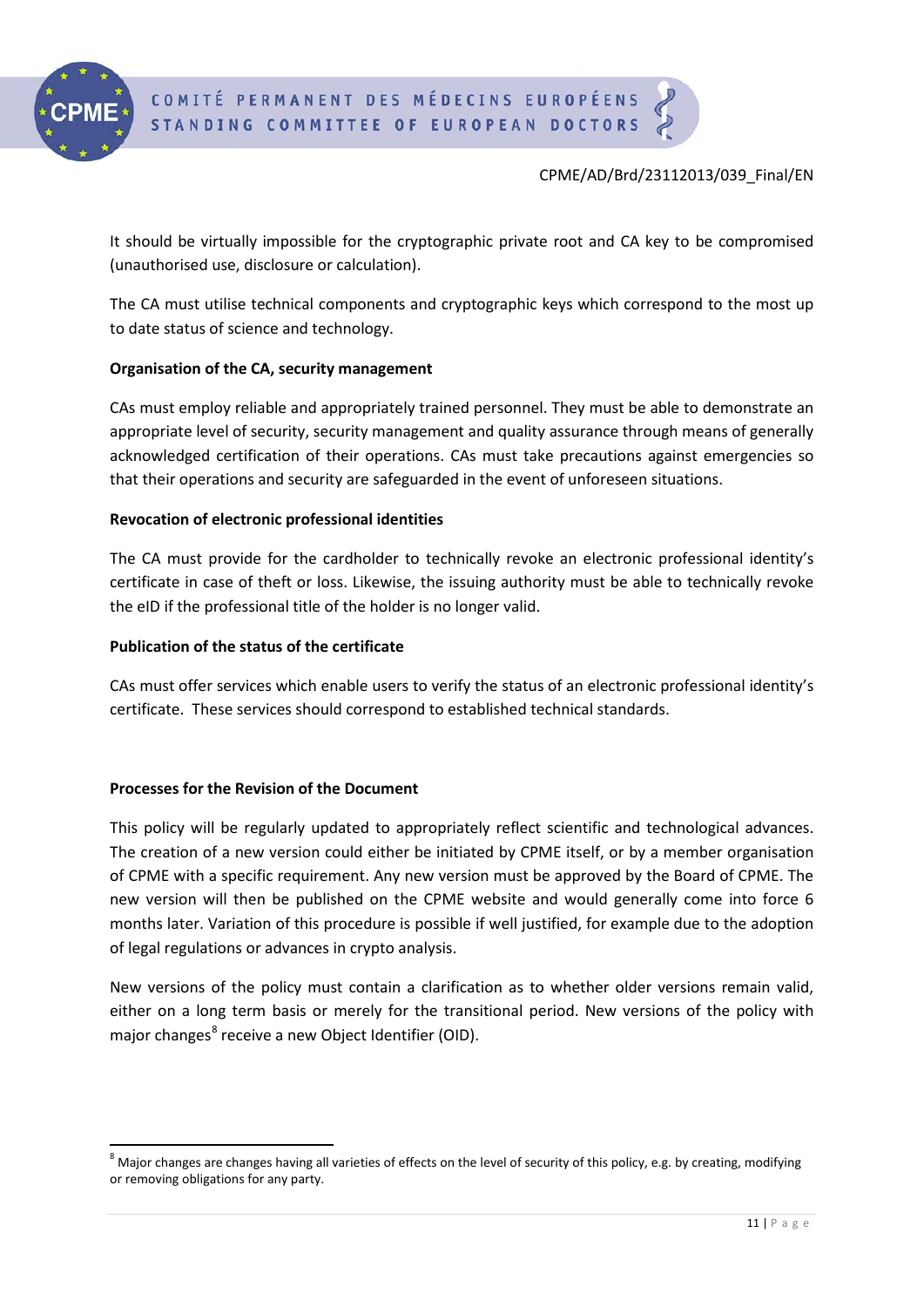It should be virtually impossible for the cryptographic private root and CA key to be compromised (unauthorised use, disclosure or calculation).

The CA must utilise technical components and cryptographic keys which correspond to the most up to date status of science and technology.

**Organisation of the CA, security management**

CAs must employ reliable and appropriately trained personnel. They must be able to demonstrate an appropriate level of security, security management and quality assurance through means of generally acknowledged certification of their operations. CAs must take precautions against emergencies so that their operations and security are safeguarded in the event of unforeseen situations.

**Revocation of electronic professional identities**

The CA must provide for the cardholder to technically revoke an electronic professional identity's certificate in case of theft or loss. Likewise, the issuing authority must be able to technically revoke the eID if the professional title of the holder is no longer valid.

**Publication of the status of the certificate**

CAs must offer services which enable users to verify the status of an electronic professional identity's certificate. These services should correspond to established technical standards.

**Processes for the Revision of the Document**

This policy will be regularly updated to appropriately reflect scientific and technological advances. The creation of a new version could either be initiated by CPME itself, or by a member organisation of CPME with a specific requirement. Any new version must be approved by the Board of CPME. The new version will then be published on the CPME website and would generally come into force 6 months later. Variation of this procedure is possible if well justified, for example due to the adoption of legal regulations or advances in crypto analysis.

New versions of the policy must contain a clarification as to whether older versions remain valid, either on a long term basis or merely for the transitional period. New versions of the policy with major changes[8] receive a new Object Identifier (OID).

---

[8] Major changes are changes having all varieties of effects on the level of security of this policy, e.g. by creating, modifying or removing obligations for any party.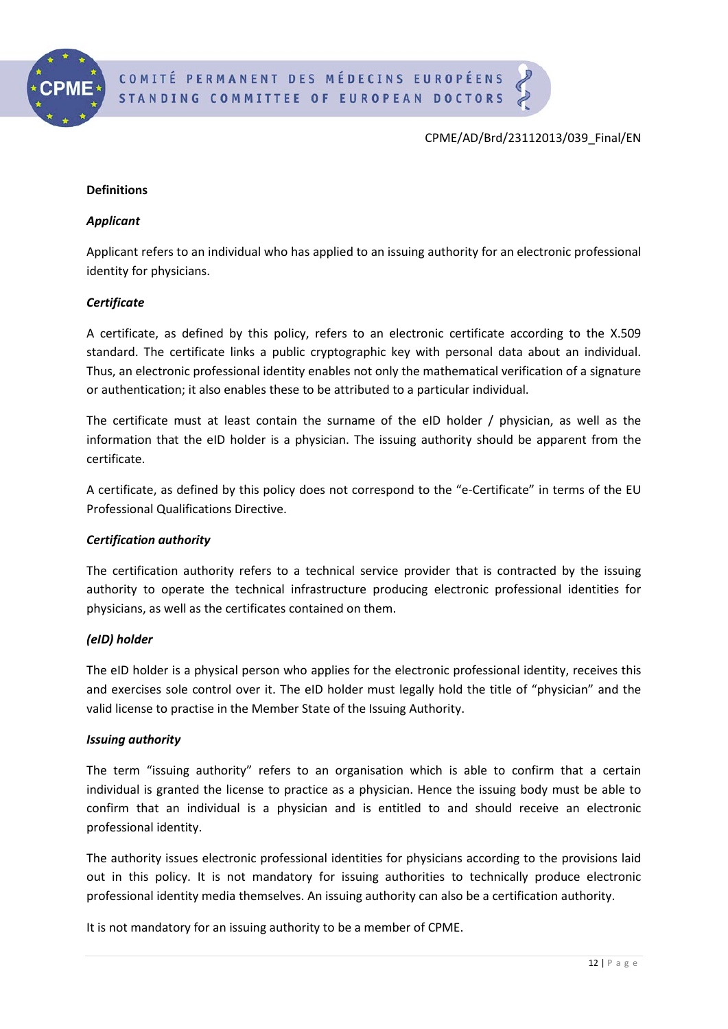CPME/AD/Brd/23112013/039_Final/EN

**Definitions**

***Applicant***

Applicant refers to an individual who has applied to an issuing authority for an electronic professional identity for physicians.

***Certificate***

A certificate, as defined by this policy, refers to an electronic certificate according to the X.509 standard. The certificate links a public cryptographic key with personal data about an individual. Thus, an electronic professional identity enables not only the mathematical verification of a signature or authentication; it also enables these to be attributed to a particular individual.

The certificate must at least contain the surname of the eID holder / physician, as well as the information that the eID holder is a physician. The issuing authority should be apparent from the certificate.

A certificate, as defined by this policy does not correspond to the "e-Certificate" in terms of the EU Professional Qualifications Directive.

***Certification authority***

The certification authority refers to a technical service provider that is contracted by the issuing authority to operate the technical infrastructure producing electronic professional identities for physicians, as well as the certificates contained on them.

***(eID) holder***

The eID holder is a physical person who applies for the electronic professional identity, receives this and exercises sole control over it. The eID holder must legally hold the title of "physician" and the valid license to practise in the Member State of the Issuing Authority.

***Issuing authority***

The term "issuing authority" refers to an organisation which is able to confirm that a certain individual is granted the license to practice as a physician. Hence the issuing body must be able to confirm that an individual is a physician and is entitled to and should receive an electronic professional identity.

The authority issues electronic professional identities for physicians according to the provisions laid out in this policy. It is not mandatory for issuing authorities to technically produce electronic professional identity media themselves. An issuing authority can also be a certification authority.

It is not mandatory for an issuing authority to be a member of CPME.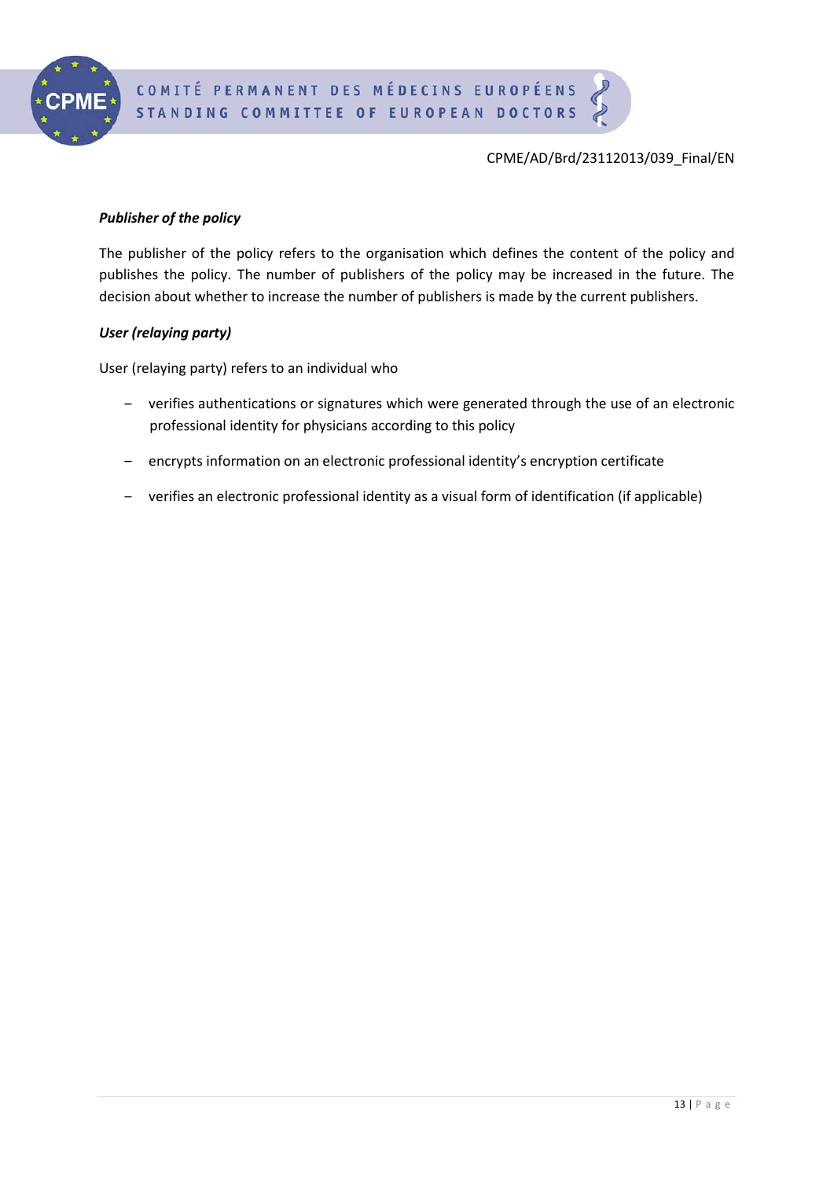*Publisher of the policy*

The publisher of the policy refers to the organisation which defines the content of the policy and publishes the policy. The number of publishers of the policy may be increased in the future. The decision about whether to increase the number of publishers is made by the current publishers.

*User (relaying party)*

User (relaying party) refers to an individual who

- verifies authentications or signatures which were generated through the use of an electronic professional identity for physicians according to this policy
- encrypts information on an electronic professional identity's encryption certificate
- verifies an electronic professional identity as a visual form of identification (if applicable)